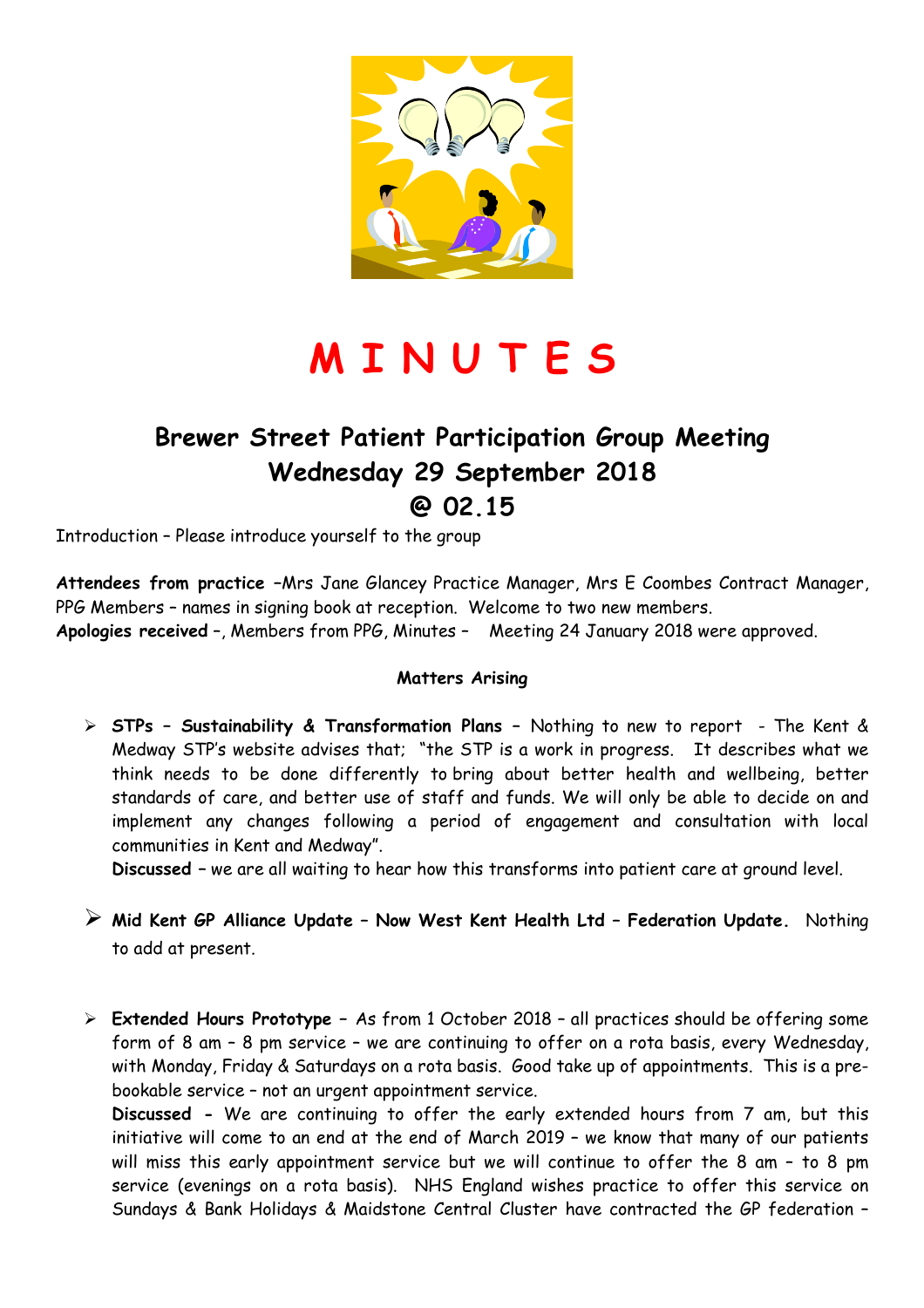# M I N U T E S

## Brewer Street Patient Participation Group Meeting
## Wednesday 29 September 2018
## @ 02.15

Introduction – Please introduce yourself to the group

**Attendees from practice** –Mrs Jane Glancey Practice Manager, Mrs E Coombes Contract Manager, PPG Members – names in signing book at reception. Welcome to two new members.
**Apologies received** –, Members from PPG, Minutes – Meeting 24 January 2018 were approved.

**Matters Arising**

- **STPs – Sustainability & Transformation Plans –** Nothing to new to report - The Kent & Medway STP's website advises that; "the STP is a work in progress. It describes what we think needs to be done differently to bring about better health and wellbeing, better standards of care, and better use of staff and funds. We will only be able to decide on and implement any changes following a period of engagement and consultation with local communities in Kent and Medway".
  **Discussed** – we are all waiting to hear how this transforms into patient care at ground level.

- **Mid Kent GP Alliance Update – Now West Kent Health Ltd – Federation Update.** Nothing to add at present.

- **Extended Hours Prototype** – As from 1 October 2018 – all practices should be offering some form of 8 am – 8 pm service – we are continuing to offer on a rota basis, every Wednesday, with Monday, Friday & Saturdays on a rota basis. Good take up of appointments. This is a pre-bookable service – not an urgent appointment service.
  **Discussed -** We are continuing to offer the early extended hours from 7 am, but this initiative will come to an end at the end of March 2019 – we know that many of our patients will miss this early appointment service but we will continue to offer the 8 am – to 8 pm service (evenings on a rota basis). NHS England wishes practice to offer this service on Sundays & Bank Holidays & Maidstone Central Cluster have contracted the GP federation –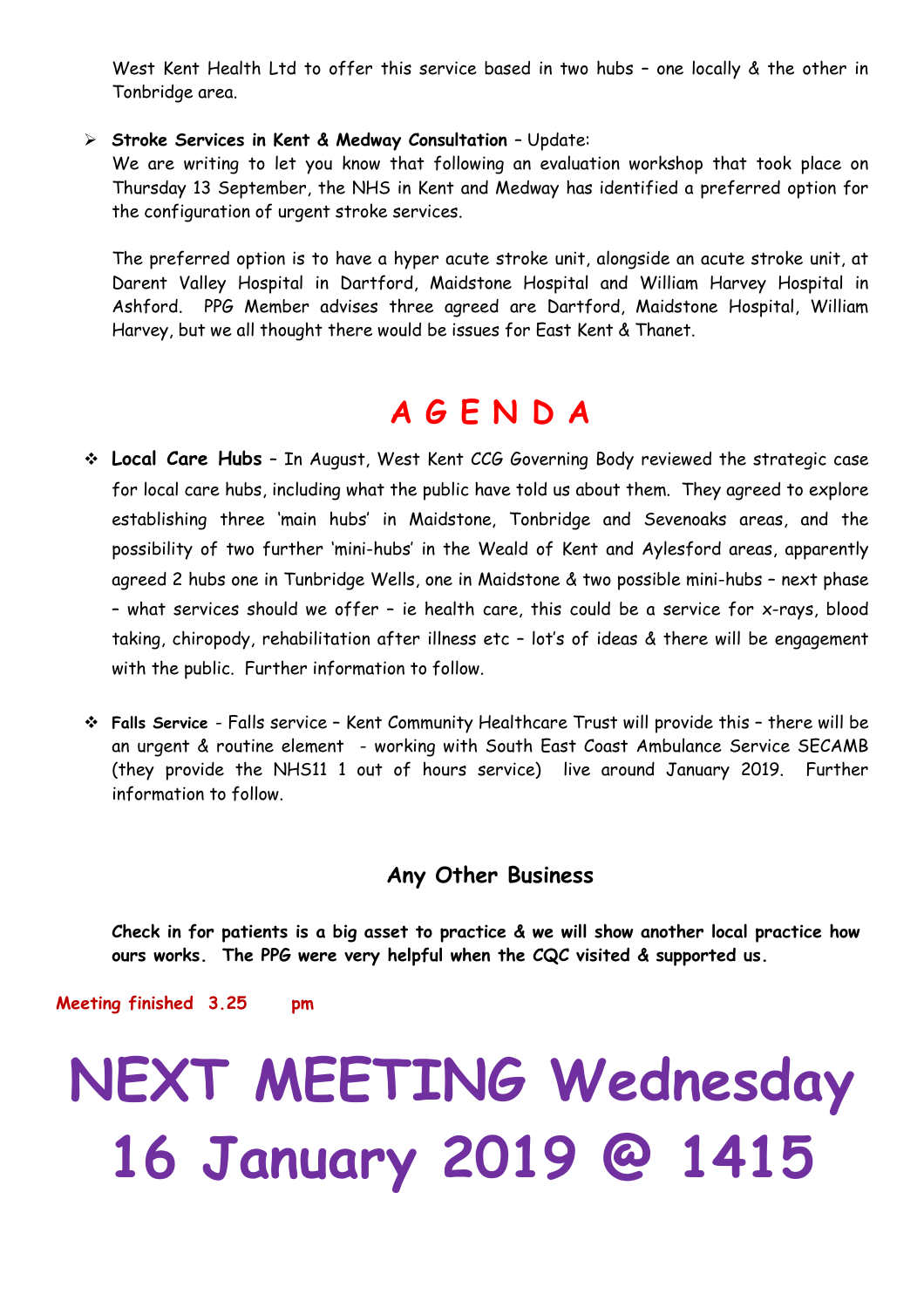West Kent Health Ltd to offer this service based in two hubs – one locally & the other in Tonbridge area.

- **Stroke Services in Kent & Medway Consultation** – Update:
  We are writing to let you know that following an evaluation workshop that took place on Thursday 13 September, the NHS in Kent and Medway has identified a preferred option for the configuration of urgent stroke services.

  The preferred option is to have a hyper acute stroke unit, alongside an acute stroke unit, at Darent Valley Hospital in Dartford, Maidstone Hospital and William Harvey Hospital in Ashford. PPG Member advises three agreed are Dartford, Maidstone Hospital, William Harvey, but we all thought there would be issues for East Kent & Thanet.

# A G E N D A

- **Local Care Hubs** – In August, West Kent CCG Governing Body reviewed the strategic case for local care hubs, including what the public have told us about them. They agreed to explore establishing three 'main hubs' in Maidstone, Tonbridge and Sevenoaks areas, and the possibility of two further 'mini-hubs' in the Weald of Kent and Aylesford areas, apparently agreed 2 hubs one in Tunbridge Wells, one in Maidstone & two possible mini-hubs – next phase – what services should we offer – ie health care, this could be a service for x-rays, blood taking, chiropody, rehabilitation after illness etc – lot's of ideas & there will be engagement with the public. Further information to follow.

- **Falls Service** - Falls service – Kent Community Healthcare Trust will provide this – there will be an urgent & routine element - working with South East Coast Ambulance Service SECAMB (they provide the NHS11 1 out of hours service) live around January 2019. Further information to follow.

## Any Other Business

**Check in for patients is a big asset to practice & we will show another local practice how ours works. The PPG were very helpful when the CQC visited & supported us.**

**Meeting finished 3.25 pm**

# NEXT MEETING Wednesday 16 January 2019 @ 1415